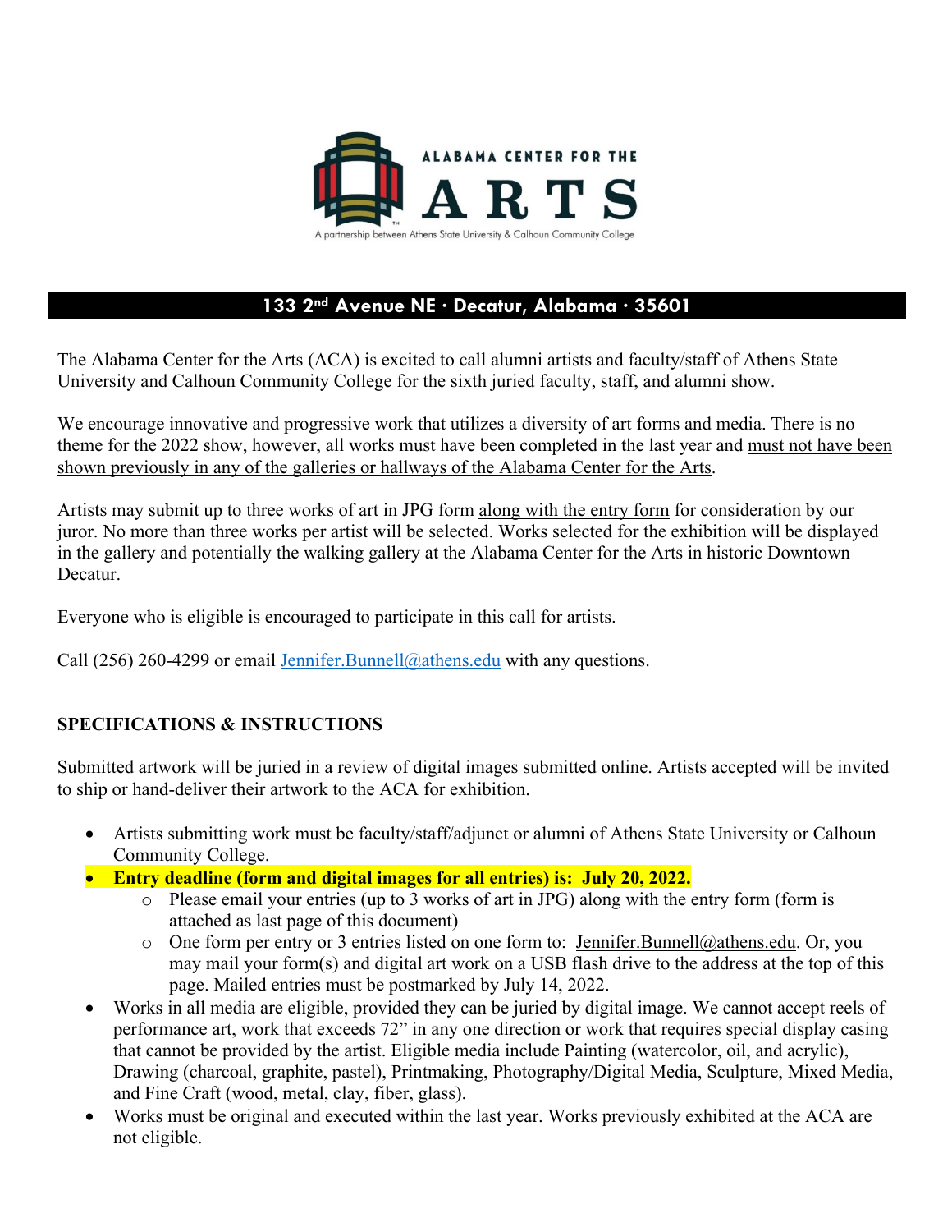ALABAMA CENTER FOR THE

# ARTS

A partnership between Athens State University & Calhoun Community College

**133 2nd Avenue NE · Decatur, Alabama · 35601**

The Alabama Center for the Arts (ACA) is excited to call alumni artists and faculty/staff of Athens State University and Calhoun Community College for the sixth juried faculty, staff, and alumni show.

We encourage innovative and progressive work that utilizes a diversity of art forms and media. There is no theme for the 2022 show, however, all works must have been completed in the last year and must not have been shown previously in any of the galleries or hallways of the Alabama Center for the Arts.

Artists may submit up to three works of art in JPG form along with the entry form for consideration by our juror. No more than three works per artist will be selected. Works selected for the exhibition will be displayed in the gallery and potentially the walking gallery at the Alabama Center for the Arts in historic Downtown Decatur.

Everyone who is eligible is encouraged to participate in this call for artists.

Call (256) 260-4299 or email Jennifer.Bunnell@athens.edu with any questions.

## SPECIFICATIONS & INSTRUCTIONS

Submitted artwork will be juried in a review of digital images submitted online. Artists accepted will be invited to ship or hand-deliver their artwork to the ACA for exhibition.

- Artists submitting work must be faculty/staff/adjunct or alumni of Athens State University or Calhoun Community College.
- **Entry deadline (form and digital images for all entries) is: July 20, 2022.**
  - Please email your entries (up to 3 works of art in JPG) along with the entry form (form is attached as last page of this document)
  - One form per entry or 3 entries listed on one form to: Jennifer.Bunnell@athens.edu. Or, you may mail your form(s) and digital art work on a USB flash drive to the address at the top of this page. Mailed entries must be postmarked by July 14, 2022.
- Works in all media are eligible, provided they can be juried by digital image. We cannot accept reels of performance art, work that exceeds 72" in any one direction or work that requires special display casing that cannot be provided by the artist. Eligible media include Painting (watercolor, oil, and acrylic), Drawing (charcoal, graphite, pastel), Printmaking, Photography/Digital Media, Sculpture, Mixed Media, and Fine Craft (wood, metal, clay, fiber, glass).
- Works must be original and executed within the last year. Works previously exhibited at the ACA are not eligible.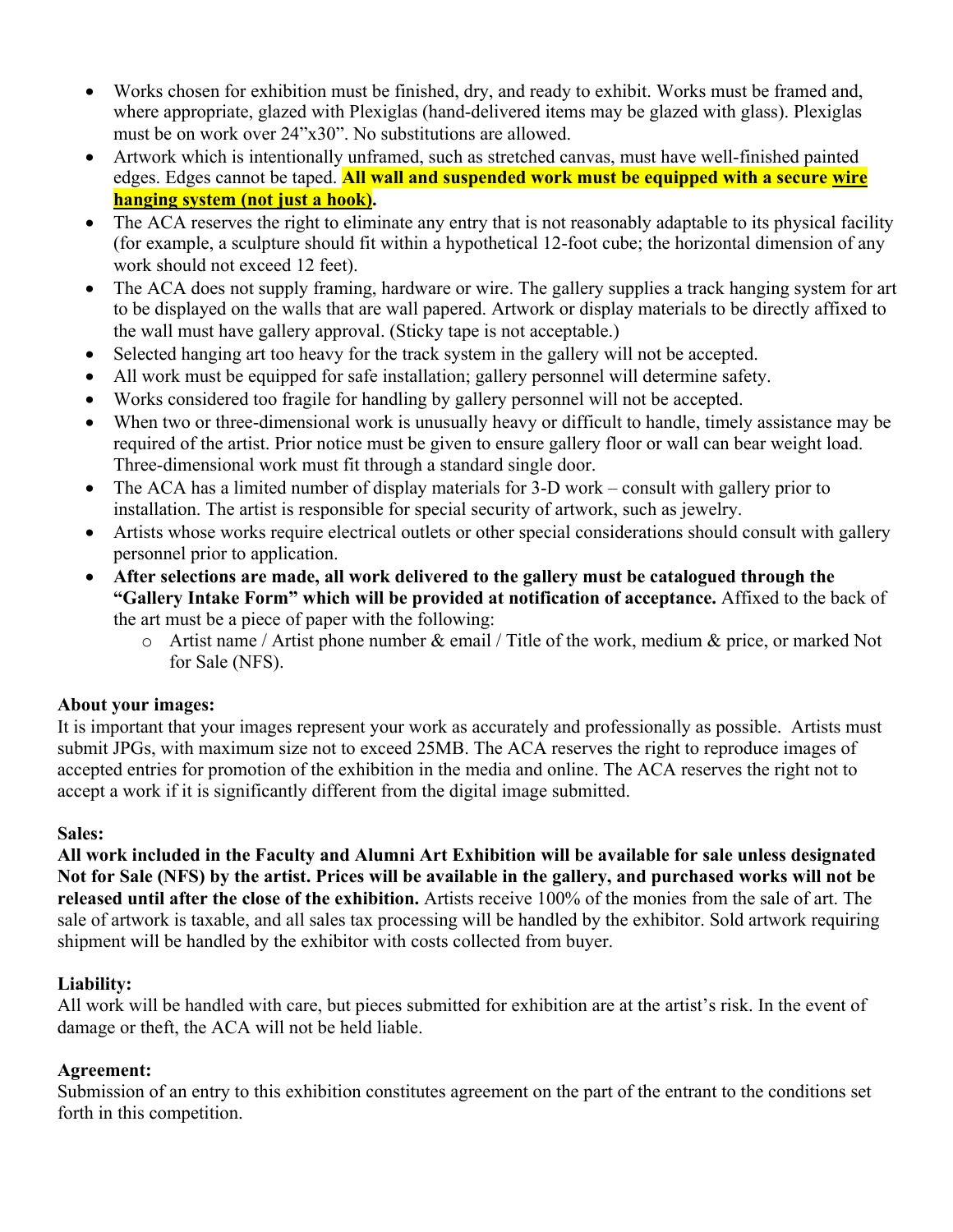- Works chosen for exhibition must be finished, dry, and ready to exhibit. Works must be framed and, where appropriate, glazed with Plexiglas (hand-delivered items may be glazed with glass). Plexiglas must be on work over 24"x30". No substitutions are allowed.
- Artwork which is intentionally unframed, such as stretched canvas, must have well-finished painted edges. Edges cannot be taped. **All wall and suspended work must be equipped with a secure wire hanging system (not just a hook).**
- The ACA reserves the right to eliminate any entry that is not reasonably adaptable to its physical facility (for example, a sculpture should fit within a hypothetical 12-foot cube; the horizontal dimension of any work should not exceed 12 feet).
- The ACA does not supply framing, hardware or wire. The gallery supplies a track hanging system for art to be displayed on the walls that are wall papered. Artwork or display materials to be directly affixed to the wall must have gallery approval. (Sticky tape is not acceptable.)
- Selected hanging art too heavy for the track system in the gallery will not be accepted.
- All work must be equipped for safe installation; gallery personnel will determine safety.
- Works considered too fragile for handling by gallery personnel will not be accepted.
- When two or three-dimensional work is unusually heavy or difficult to handle, timely assistance may be required of the artist. Prior notice must be given to ensure gallery floor or wall can bear weight load. Three-dimensional work must fit through a standard single door.
- The ACA has a limited number of display materials for 3-D work – consult with gallery prior to installation. The artist is responsible for special security of artwork, such as jewelry.
- Artists whose works require electrical outlets or other special considerations should consult with gallery personnel prior to application.
- **After selections are made, all work delivered to the gallery must be catalogued through the "Gallery Intake Form" which will be provided at notification of acceptance.** Affixed to the back of the art must be a piece of paper with the following:
  - Artist name / Artist phone number & email / Title of the work, medium & price, or marked Not for Sale (NFS).

**About your images:**

It is important that your images represent your work as accurately and professionally as possible. Artists must submit JPGs, with maximum size not to exceed 25MB. The ACA reserves the right to reproduce images of accepted entries for promotion of the exhibition in the media and online. The ACA reserves the right not to accept a work if it is significantly different from the digital image submitted.

**Sales:**

**All work included in the Faculty and Alumni Art Exhibition will be available for sale unless designated Not for Sale (NFS) by the artist. Prices will be available in the gallery, and purchased works will not be released until after the close of the exhibition.** Artists receive 100% of the monies from the sale of art. The sale of artwork is taxable, and all sales tax processing will be handled by the exhibitor. Sold artwork requiring shipment will be handled by the exhibitor with costs collected from buyer.

**Liability:**

All work will be handled with care, but pieces submitted for exhibition are at the artist's risk. In the event of damage or theft, the ACA will not be held liable.

**Agreement:**

Submission of an entry to this exhibition constitutes agreement on the part of the entrant to the conditions set forth in this competition.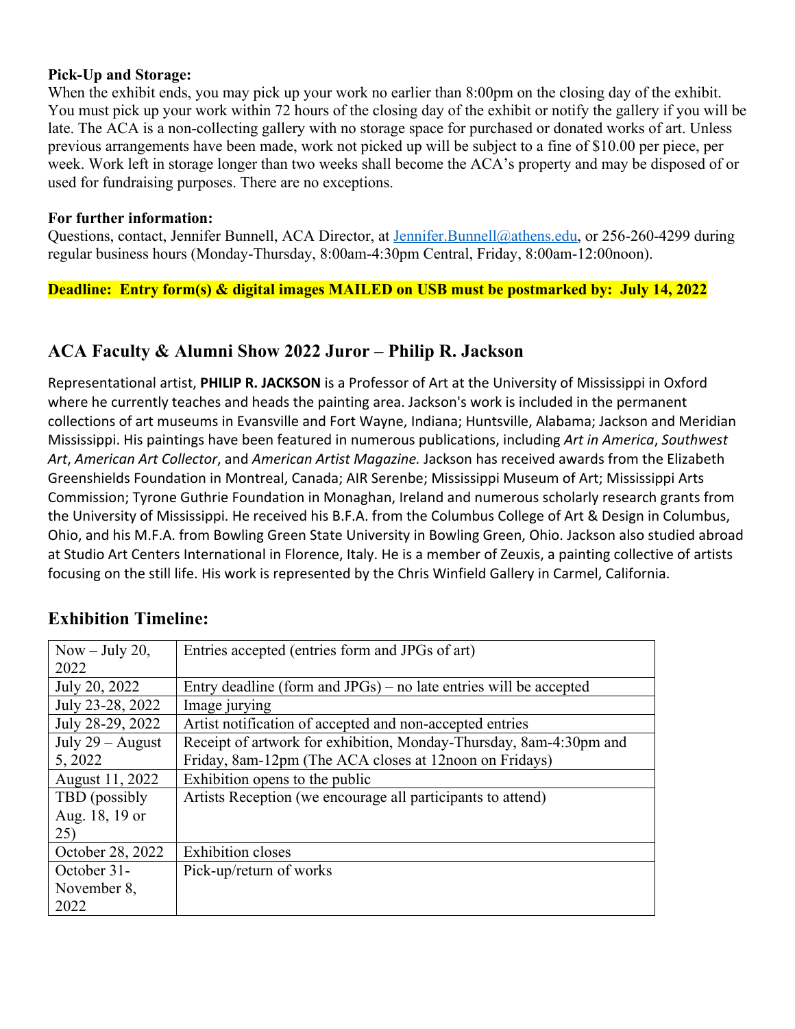**Pick-Up and Storage:**
When the exhibit ends, you may pick up your work no earlier than 8:00pm on the closing day of the exhibit. You must pick up your work within 72 hours of the closing day of the exhibit or notify the gallery if you will be late. The ACA is a non-collecting gallery with no storage space for purchased or donated works of art. Unless previous arrangements have been made, work not picked up will be subject to a fine of $10.00 per piece, per week. Work left in storage longer than two weeks shall become the ACA's property and may be disposed of or used for fundraising purposes. There are no exceptions.

**For further information:**
Questions, contact, Jennifer Bunnell, ACA Director, at [Jennifer.Bunnell@athens.edu](mailto:Jennifer.Bunnell@athens.edu), or 256-260-4299 during regular business hours (Monday-Thursday, 8:00am-4:30pm Central, Friday, 8:00am-12:00noon).

**Deadline: Entry form(s) & digital images MAILED on USB must be postmarked by: July 14, 2022**

## ACA Faculty & Alumni Show 2022 Juror – Philip R. Jackson

Representational artist, **PHILIP R. JACKSON** is a Professor of Art at the University of Mississippi in Oxford where he currently teaches and heads the painting area. Jackson's work is included in the permanent collections of art museums in Evansville and Fort Wayne, Indiana; Huntsville, Alabama; Jackson and Meridian Mississippi. His paintings have been featured in numerous publications, including *Art in America*, *Southwest Art*, *American Art Collector*, and *American Artist Magazine.* Jackson has received awards from the Elizabeth Greenshields Foundation in Montreal, Canada; AIR Serenbe; Mississippi Museum of Art; Mississippi Arts Commission; Tyrone Guthrie Foundation in Monaghan, Ireland and numerous scholarly research grants from the University of Mississippi. He received his B.F.A. from the Columbus College of Art & Design in Columbus, Ohio, and his M.F.A. from Bowling Green State University in Bowling Green, Ohio. Jackson also studied abroad at Studio Art Centers International in Florence, Italy. He is a member of Zeuxis, a painting collective of artists focusing on the still life. His work is represented by the Chris Winfield Gallery in Carmel, California.

## Exhibition Timeline:

| Date | Event |
|---|---|
| Now – July 20, 2022 | Entries accepted (entries form and JPGs of art) |
| July 20, 2022 | Entry deadline (form and JPGs) – no late entries will be accepted |
| July 23-28, 2022 | Image jurying |
| July 28-29, 2022 | Artist notification of accepted and non-accepted entries |
| July 29 – August 5, 2022 | Receipt of artwork for exhibition, Monday-Thursday, 8am-4:30pm and Friday, 8am-12pm (The ACA closes at 12noon on Fridays) |
| August 11, 2022 | Exhibition opens to the public |
| TBD (possibly Aug. 18, 19 or 25) | Artists Reception (we encourage all participants to attend) |
| October 28, 2022 | Exhibition closes |
| October 31-November 8, 2022 | Pick-up/return of works |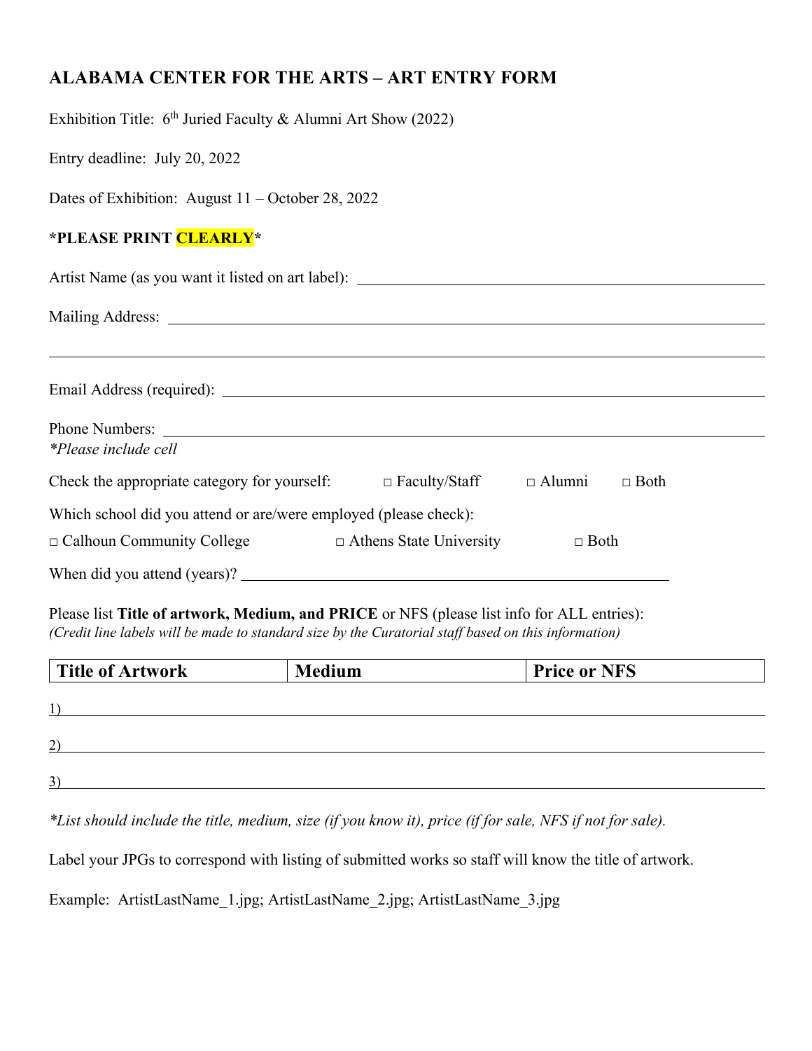# ALABAMA CENTER FOR THE ARTS – ART ENTRY FORM

Exhibition Title: 6th Juried Faculty & Alumni Art Show (2022)

Entry deadline: July 20, 2022

Dates of Exhibition: August 11 – October 28, 2022

**\*PLEASE PRINT CLEARLY\***

Artist Name (as you want it listed on art label): ____________________________________________

Mailing Address: ____________________________________________

____________________________________________

Email Address (required): ____________________________________________

Phone Numbers: ____________________________________________
*\*Please include cell*

Check the appropriate category for yourself: □ Faculty/Staff □ Alumni □ Both

Which school did you attend or are/were employed (please check):

□ Calhoun Community College □ Athens State University □ Both

When did you attend (years)? ____________________________________________

Please list **Title of artwork, Medium, and PRICE** or NFS (please list info for ALL entries):
*(Credit line labels will be made to standard size by the Curatorial staff based on this information)*

| Title of Artwork | Medium | Price or NFS |
|---|---|---|
| 1) | | |
| 2) | | |
| 3) | | |

*\*List should include the title, medium, size (if you know it), price (if for sale, NFS if not for sale).*

Label your JPGs to correspond with listing of submitted works so staff will know the title of artwork.

Example: ArtistLastName_1.jpg; ArtistLastName_2.jpg; ArtistLastName_3.jpg